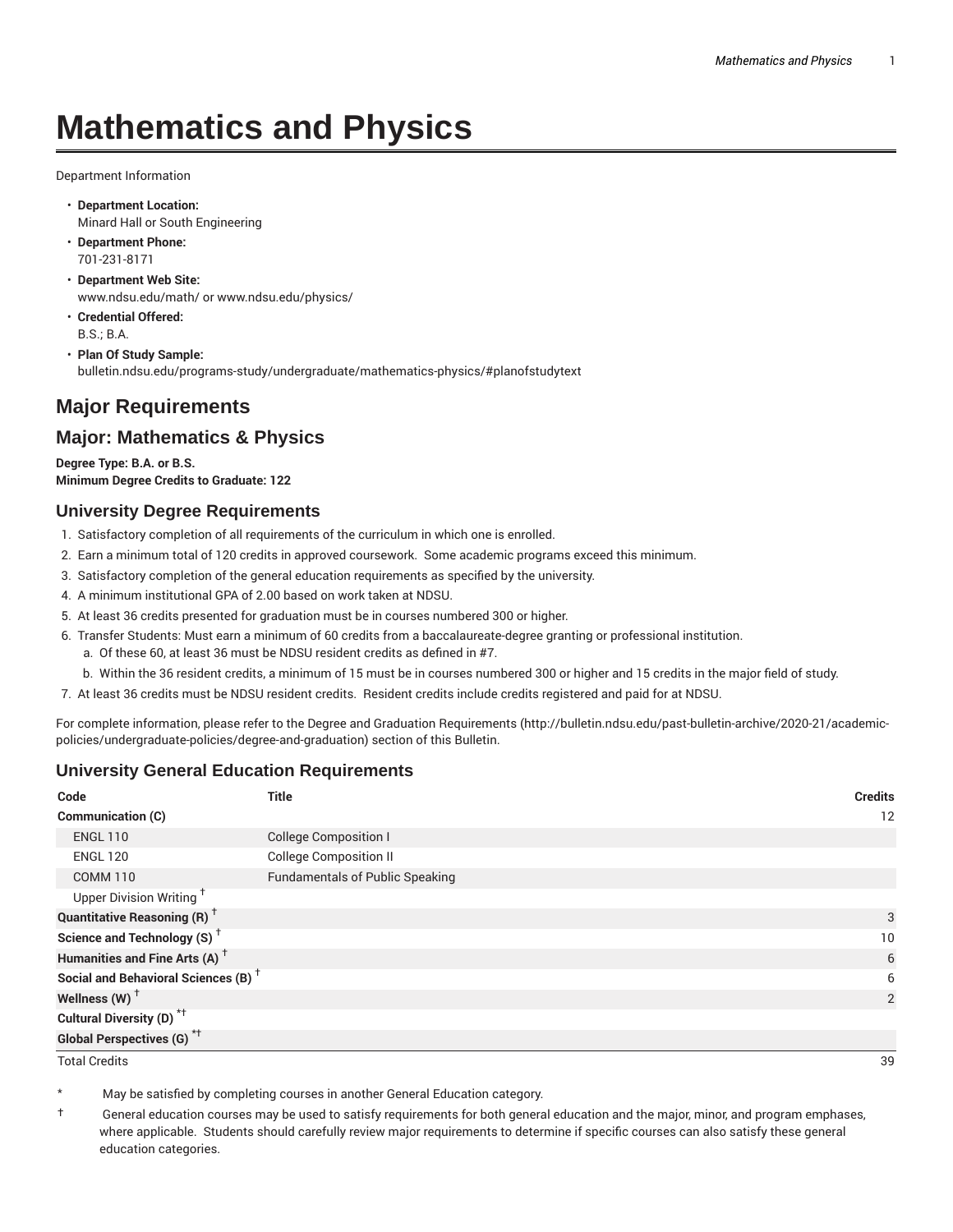# Mathematics and Physics

Department Information

- **Department Location:**
  Minard Hall or South Engineering
- **Department Phone:**
  701-231-8171
- **Department Web Site:**
  www.ndsu.edu/math/ or www.ndsu.edu/physics/
- **Credential Offered:**
  B.S.; B.A.
- **Plan Of Study Sample:**
  bulletin.ndsu.edu/programs-study/undergraduate/mathematics-physics/#planofstudytext

## Major Requirements

## Major: Mathematics & Physics

**Degree Type: B.A. or B.S.**
**Minimum Degree Credits to Graduate: 122**

### University Degree Requirements

1. Satisfactory completion of all requirements of the curriculum in which one is enrolled.
2. Earn a minimum total of 120 credits in approved coursework. Some academic programs exceed this minimum.
3. Satisfactory completion of the general education requirements as specified by the university.
4. A minimum institutional GPA of 2.00 based on work taken at NDSU.
5. At least 36 credits presented for graduation must be in courses numbered 300 or higher.
6. Transfer Students: Must earn a minimum of 60 credits from a baccalaureate-degree granting or professional institution.
   a. Of these 60, at least 36 must be NDSU resident credits as defined in #7.
   b. Within the 36 resident credits, a minimum of 15 must be in courses numbered 300 or higher and 15 credits in the major field of study.
7. At least 36 credits must be NDSU resident credits. Resident credits include credits registered and paid for at NDSU.

For complete information, please refer to the Degree and Graduation Requirements (http://bulletin.ndsu.edu/past-bulletin-archive/2020-21/academic-policies/undergraduate-policies/degree-and-graduation) section of this Bulletin.

### University General Education Requirements

| Code | Title | Credits |
|---|---|---|
| **Communication (C)** | | 12 |
| ENGL 110 | College Composition I | |
| ENGL 120 | College Composition II | |
| COMM 110 | Fundamentals of Public Speaking | |
| Upper Division Writing † | | |
| **Quantitative Reasoning (R) †** | | 3 |
| **Science and Technology (S) †** | | 10 |
| **Humanities and Fine Arts (A) †** | | 6 |
| **Social and Behavioral Sciences (B) †** | | 6 |
| **Wellness (W) †** | | 2 |
| **Cultural Diversity (D) *†** | | |
| **Global Perspectives (G) *†** | | |
| Total Credits | | 39 |

\* May be satisfied by completing courses in another General Education category.

† General education courses may be used to satisfy requirements for both general education and the major, minor, and program emphases, where applicable. Students should carefully review major requirements to determine if specific courses can also satisfy these general education categories.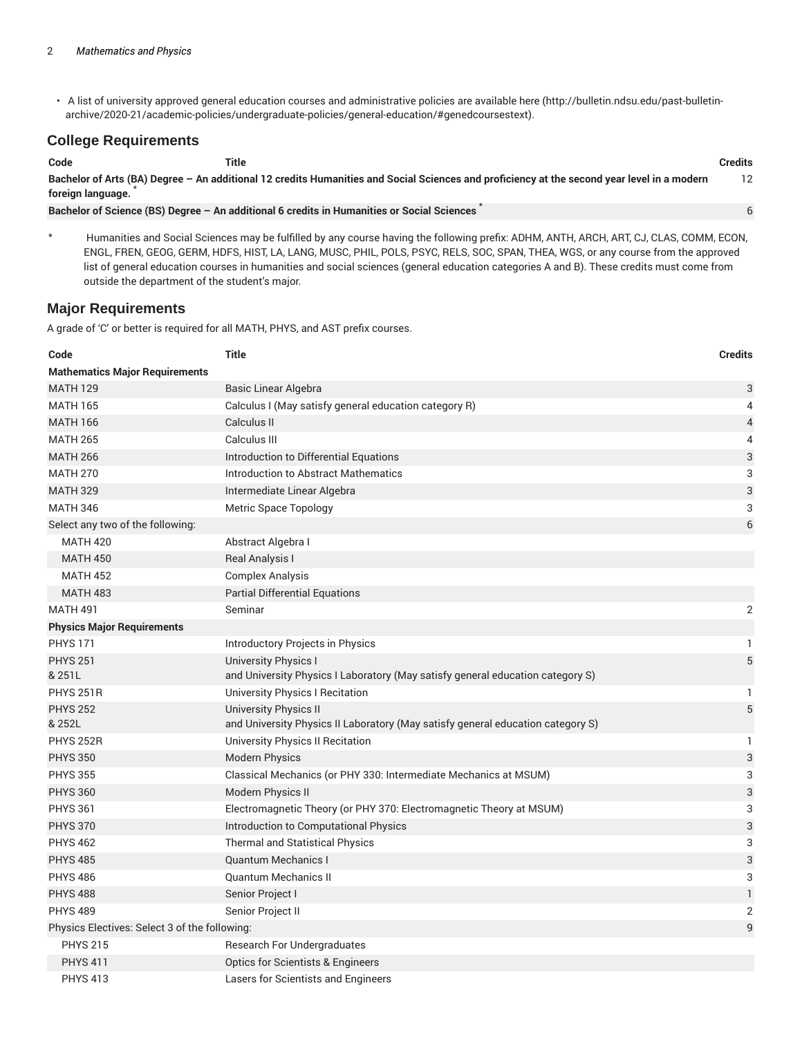- A list of university approved general education courses and administrative policies are available here (http://bulletin.ndsu.edu/past-bulletin-archive/2020-21/academic-policies/undergraduate-policies/general-education/#genedcoursestext).

## College Requirements

| Code | Title | Credits |
| --- | --- | --- |
| **Bachelor of Arts (BA) Degree – An additional 12 credits Humanities and Social Sciences and proficiency at the second year level in a modern foreign language.** * | | 12 |
| **Bachelor of Science (BS) Degree – An additional 6 credits in Humanities or Social Sciences** * | | 6 |

\* Humanities and Social Sciences may be fulfilled by any course having the following prefix: ADHM, ANTH, ARCH, ART, CJ, CLAS, COMM, ECON, ENGL, FREN, GEOG, GERM, HDFS, HIST, LA, LANG, MUSC, PHIL, POLS, PSYC, RELS, SOC, SPAN, THEA, WGS, or any course from the approved list of general education courses in humanities and social sciences (general education categories A and B). These credits must come from outside the department of the student's major.

## Major Requirements

A grade of 'C' or better is required for all MATH, PHYS, and AST prefix courses.

| Code | Title | Credits |
| --- | --- | --- |
| **Mathematics Major Requirements** | | |
| MATH 129 | Basic Linear Algebra | 3 |
| MATH 165 | Calculus I (May satisfy general education category R) | 4 |
| MATH 166 | Calculus II | 4 |
| MATH 265 | Calculus III | 4 |
| MATH 266 | Introduction to Differential Equations | 3 |
| MATH 270 | Introduction to Abstract Mathematics | 3 |
| MATH 329 | Intermediate Linear Algebra | 3 |
| MATH 346 | Metric Space Topology | 3 |
| Select any two of the following: | | 6 |
| MATH 420 | Abstract Algebra I | |
| MATH 450 | Real Analysis I | |
| MATH 452 | Complex Analysis | |
| MATH 483 | Partial Differential Equations | |
| MATH 491 | Seminar | 2 |
| **Physics Major Requirements** | | |
| PHYS 171 | Introductory Projects in Physics | 1 |
| PHYS 251 & 251L | University Physics I and University Physics I Laboratory (May satisfy general education category S) | 5 |
| PHYS 251R | University Physics I Recitation | 1 |
| PHYS 252 & 252L | University Physics II and University Physics II Laboratory (May satisfy general education category S) | 5 |
| PHYS 252R | University Physics II Recitation | 1 |
| PHYS 350 | Modern Physics | 3 |
| PHYS 355 | Classical Mechanics (or PHY 330: Intermediate Mechanics at MSUM) | 3 |
| PHYS 360 | Modern Physics II | 3 |
| PHYS 361 | Electromagnetic Theory (or PHY 370: Electromagnetic Theory at MSUM) | 3 |
| PHYS 370 | Introduction to Computational Physics | 3 |
| PHYS 462 | Thermal and Statistical Physics | 3 |
| PHYS 485 | Quantum Mechanics I | 3 |
| PHYS 486 | Quantum Mechanics II | 3 |
| PHYS 488 | Senior Project I | 1 |
| PHYS 489 | Senior Project II | 2 |
| Physics Electives: Select 3 of the following: | | 9 |
| PHYS 215 | Research For Undergraduates | |
| PHYS 411 | Optics for Scientists & Engineers | |
| PHYS 413 | Lasers for Scientists and Engineers | |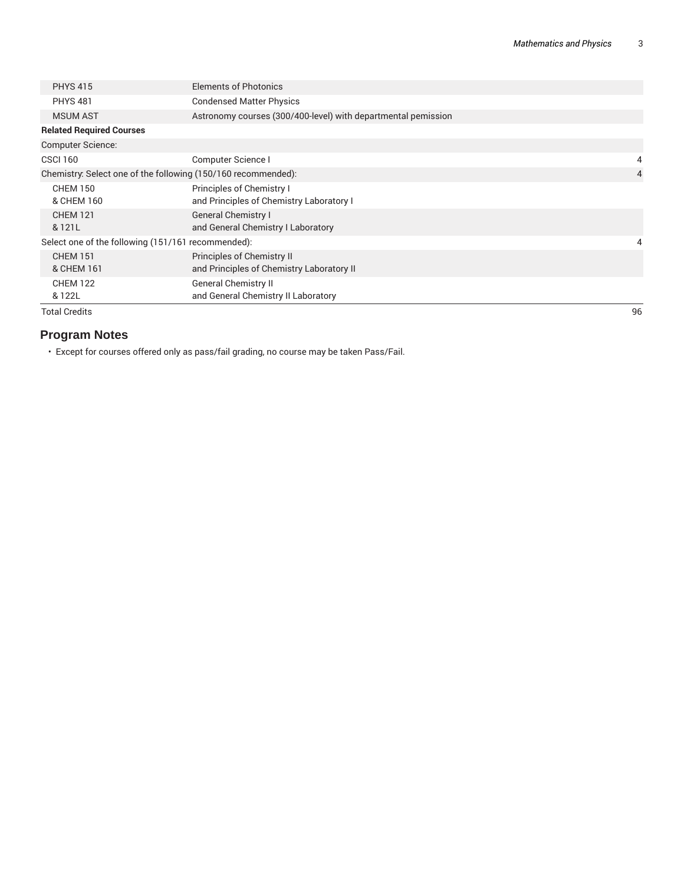| | | |
|---|---|---|
| PHYS 415 | Elements of Photonics | |
| PHYS 481 | Condensed Matter Physics | |
| MSUM AST | Astronomy courses (300/400-level) with departmental pemission | |
| **Related Required Courses** | | |
| Computer Science: | | |
| CSCI 160 | Computer Science I | 4 |
| Chemistry: Select one of the following (150/160 recommended): | | 4 |
| CHEM 150<br>& CHEM 160 | Principles of Chemistry I<br>and Principles of Chemistry Laboratory I | |
| CHEM 121<br>& 121L | General Chemistry I<br>and General Chemistry I Laboratory | |
| Select one of the following (151/161 recommended): | | 4 |
| CHEM 151<br>& CHEM 161 | Principles of Chemistry II<br>and Principles of Chemistry Laboratory II | |
| CHEM 122<br>& 122L | General Chemistry II<br>and General Chemistry II Laboratory | |
| Total Credits | | 96 |

## Program Notes

- Except for courses offered only as pass/fail grading, no course may be taken Pass/Fail.